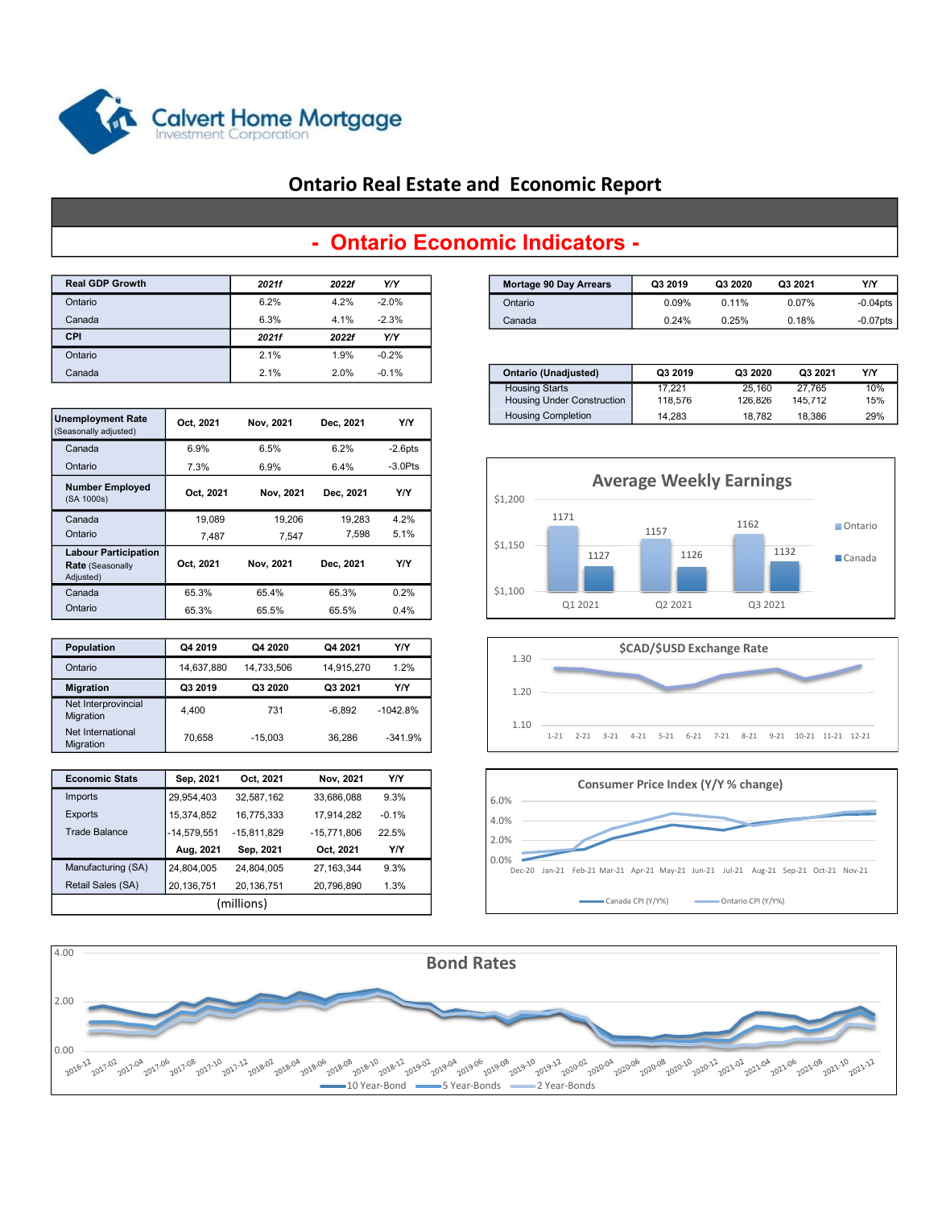Calvert Home Mortgage Investment Corporation

# Ontario Real Estate and Economic Report

## - Ontario Economic Indicators -

| Real GDP Growth | 2021f | 2022f | Y/Y |
|---|---|---|---|
| Ontario | 6.2% | 4.2% | -2.0% |
| Canada | 6.3% | 4.1% | -2.3% |
| **CPI** | **2021f** | **2022f** | **Y/Y** |
| Ontario | 2.1% | 1.9% | -0.2% |
| Canada | 2.1% | 2.0% | -0.1% |

| Mortage 90 Day Arrears | Q3 2019 | Q3 2020 | Q3 2021 | Y/Y |
|---|---|---|---|---|
| Ontario | 0.09% | 0.11% | 0.07% | -0.04pts |
| Canada | 0.24% | 0.25% | 0.18% | -0.07pts |

| Ontario (Unadjusted) | Q3 2019 | Q3 2020 | Q3 2021 | Y/Y |
|---|---|---|---|---|
| Housing Starts | 17,221 | 25,160 | 27,765 | 10% |
| Housing Under Construction | 118,576 | 126,826 | 145,712 | 15% |
| Housing Completion | 14,283 | 18,782 | 18,386 | 29% |

| Unemployment Rate (Seasonally adjusted) | Oct, 2021 | Nov, 2021 | Dec, 2021 | Y/Y |
|---|---|---|---|---|
| Canada | 6.9% | 6.5% | 6.2% | -2.6pts |
| Ontario | 7.3% | 6.9% | 6.4% | -3.0Pts |
| **Number Employed** (SA 1000s) | **Oct, 2021** | **Nov, 2021** | **Dec, 2021** | **Y/Y** |
| Canada | 19,089 | 19,206 | 19,283 | 4.2% |
| Ontario | 7,487 | 7,547 | 7,598 | 5.1% |
| **Labour Participation Rate** (Seasonally Adjusted) | **Oct, 2021** | **Nov, 2021** | **Dec, 2021** | **Y/Y** |
| Canada | 65.3% | 65.4% | 65.3% | 0.2% |
| Ontario | 65.3% | 65.5% | 65.5% | 0.4% |

**Average Weekly Earnings**

| | Q1 2021 | Q2 2021 | Q3 2021 |
|---|---|---|---|
| Ontario | 1171 | 1157 | 1162 |
| Canada | 1127 | 1126 | 1132 |

| Population | Q4 2019 | Q4 2020 | Q4 2021 | Y/Y |
|---|---|---|---|---|
| Ontario | 14,637,880 | 14,733,506 | 14,915,270 | 1.2% |
| **Migration** | **Q3 2019** | **Q3 2020** | **Q3 2021** | **Y/Y** |
| Net Interprovincial Migration | 4,400 | 731 | -6,892 | -1042.8% |
| Net International Migration | 70,658 | -15,003 | 36,286 | -341.9% |

**$CAD/$USD Exchange Rate**

| Economic Stats | Sep, 2021 | Oct, 2021 | Nov, 2021 | Y/Y |
|---|---|---|---|---|
| Imports | 29,954,403 | 32,587,162 | 33,686,088 | 9.3% |
| Exports | 15,374,852 | 16,775,333 | 17,914,282 | -0.1% |
| Trade Balance | -14,579,551 | -15,811,829 | -15,771,806 | 22.5% |
| | **Aug, 2021** | **Sep, 2021** | **Oct, 2021** | **Y/Y** |
| Manufacturing (SA) | 24,804,005 | 24,804,005 | 27,163,344 | 9.3% |
| Retail Sales (SA) | 20,136,751 | 20,136,751 | 20,796,890 | 1.3% |
| (millions) | | | | |

**Consumer Price Index (Y/Y % change)**

Canada CPI (Y/Y%) — Ontario CPI (Y/Y%)

**Bond Rates**

10 Year-Bond — 5 Year-Bonds — 2 Year-Bonds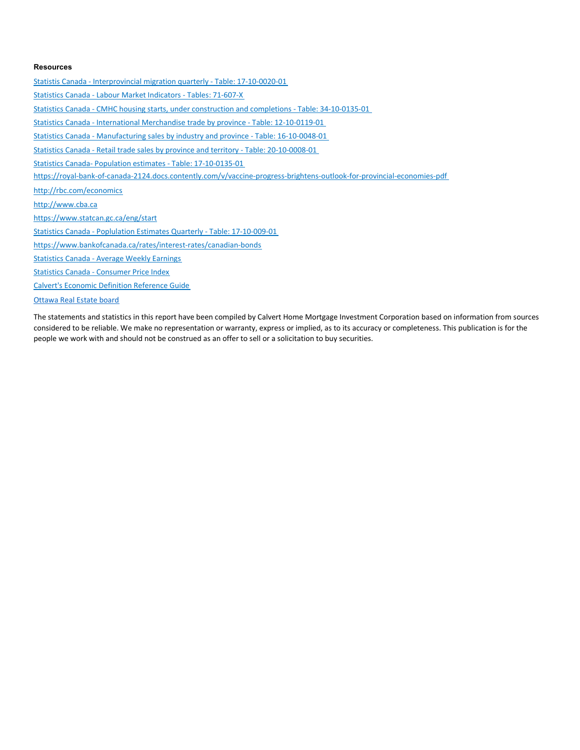**Resources**

Statistis Canada - Interprovincial migration quarterly - Table: 17-10-0020-01

Statistics Canada - Labour Market Indicators - Tables: 71-607-X

Statistics Canada - CMHC housing starts, under construction and completions - Table: 34-10-0135-01

Statistics Canada - International Merchandise trade by province - Table: 12-10-0119-01

Statistics Canada - Manufacturing sales by industry and province - Table: 16-10-0048-01

Statistics Canada - Retail trade sales by province and territory - Table: 20-10-0008-01

Statistics Canada- Population estimates - Table: 17-10-0135-01

https://royal-bank-of-canada-2124.docs.contently.com/v/vaccine-progress-brightens-outlook-for-provincial-economies-pdf

http://rbc.com/economics

http://www.cba.ca

https://www.statcan.gc.ca/eng/start

Statistics Canada - Poplulation Estimates Quarterly - Table: 17-10-009-01

https://www.bankofcanada.ca/rates/interest-rates/canadian-bonds

Statistics Canada - Average Weekly Earnings

Statistics Canada - Consumer Price Index

Calvert's Economic Definition Reference Guide

Ottawa Real Estate board

The statements and statistics in this report have been compiled by Calvert Home Mortgage Investment Corporation based on information from sources considered to be reliable. We make no representation or warranty, express or implied, as to its accuracy or completeness. This publication is for the people we work with and should not be construed as an offer to sell or a solicitation to buy securities.